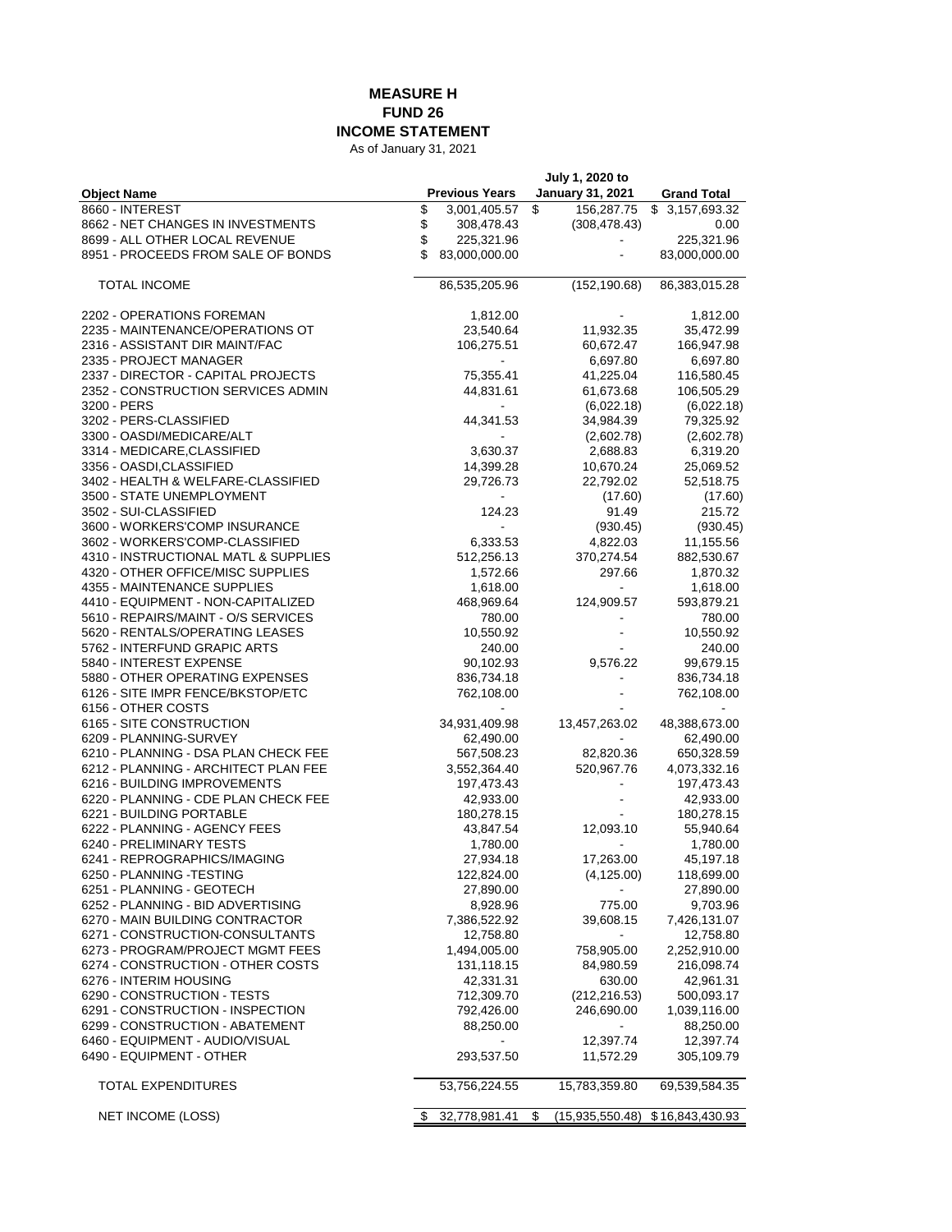# MEASURE H
## FUND 26
## INCOME STATEMENT

As of January 31, 2021

| Object Name | Previous Years | July 1, 2020 to January 31, 2021 | Grand Total |
|---|---|---|---|
| 8660 - INTEREST | $ 3,001,405.57 | $ 156,287.75 | $ 3,157,693.32 |
| 8662 - NET CHANGES IN INVESTMENTS | $ 308,478.43 | (308,478.43) | 0.00 |
| 8699 - ALL OTHER LOCAL REVENUE | $ 225,321.96 | - | 225,321.96 |
| 8951 - PROCEEDS FROM SALE OF BONDS | $ 83,000,000.00 | - | 83,000,000.00 |
| TOTAL INCOME | 86,535,205.96 | (152,190.68) | 86,383,015.28 |
| 2202 - OPERATIONS FOREMAN | 1,812.00 | - | 1,812.00 |
| 2235 - MAINTENANCE/OPERATIONS OT | 23,540.64 | 11,932.35 | 35,472.99 |
| 2316 - ASSISTANT DIR MAINT/FAC | 106,275.51 | 60,672.47 | 166,947.98 |
| 2335 - PROJECT MANAGER | - | 6,697.80 | 6,697.80 |
| 2337 - DIRECTOR - CAPITAL PROJECTS | 75,355.41 | 41,225.04 | 116,580.45 |
| 2352 - CONSTRUCTION SERVICES ADMIN | 44,831.61 | 61,673.68 | 106,505.29 |
| 3200 - PERS | - | (6,022.18) | (6,022.18) |
| 3202 - PERS-CLASSIFIED | 44,341.53 | 34,984.39 | 79,325.92 |
| 3300 - OASDI/MEDICARE/ALT | - | (2,602.78) | (2,602.78) |
| 3314 - MEDICARE,CLASSIFIED | 3,630.37 | 2,688.83 | 6,319.20 |
| 3356 - OASDI,CLASSIFIED | 14,399.28 | 10,670.24 | 25,069.52 |
| 3402 - HEALTH & WELFARE-CLASSIFIED | 29,726.73 | 22,792.02 | 52,518.75 |
| 3500 - STATE UNEMPLOYMENT | - | (17.60) | (17.60) |
| 3502 - SUI-CLASSIFIED | 124.23 | 91.49 | 215.72 |
| 3600 - WORKERS'COMP INSURANCE | - | (930.45) | (930.45) |
| 3602 - WORKERS'COMP-CLASSIFIED | 6,333.53 | 4,822.03 | 11,155.56 |
| 4310 - INSTRUCTIONAL MATL & SUPPLIES | 512,256.13 | 370,274.54 | 882,530.67 |
| 4320 - OTHER OFFICE/MISC SUPPLIES | 1,572.66 | 297.66 | 1,870.32 |
| 4355 - MAINTENANCE SUPPLIES | 1,618.00 | - | 1,618.00 |
| 4410 - EQUIPMENT - NON-CAPITALIZED | 468,969.64 | 124,909.57 | 593,879.21 |
| 5610 - REPAIRS/MAINT - O/S SERVICES | 780.00 | - | 780.00 |
| 5620 - RENTALS/OPERATING LEASES | 10,550.92 | - | 10,550.92 |
| 5762 - INTERFUND GRAPIC ARTS | 240.00 | - | 240.00 |
| 5840 - INTEREST EXPENSE | 90,102.93 | 9,576.22 | 99,679.15 |
| 5880 - OTHER OPERATING EXPENSES | 836,734.18 | - | 836,734.18 |
| 6126 - SITE IMPR FENCE/BKSTOP/ETC | 762,108.00 | - | 762,108.00 |
| 6156 - OTHER COSTS | - | - | - |
| 6165 - SITE CONSTRUCTION | 34,931,409.98 | 13,457,263.02 | 48,388,673.00 |
| 6209 - PLANNING-SURVEY | 62,490.00 | - | 62,490.00 |
| 6210 - PLANNING - DSA PLAN CHECK FEE | 567,508.23 | 82,820.36 | 650,328.59 |
| 6212 - PLANNING - ARCHITECT PLAN FEE | 3,552,364.40 | 520,967.76 | 4,073,332.16 |
| 6216 - BUILDING IMPROVEMENTS | 197,473.43 | - | 197,473.43 |
| 6220 - PLANNING - CDE PLAN CHECK FEE | 42,933.00 | - | 42,933.00 |
| 6221 - BUILDING PORTABLE | 180,278.15 | - | 180,278.15 |
| 6222 - PLANNING - AGENCY FEES | 43,847.54 | 12,093.10 | 55,940.64 |
| 6240 - PRELIMINARY TESTS | 1,780.00 | - | 1,780.00 |
| 6241 - REPROGRAPHICS/IMAGING | 27,934.18 | 17,263.00 | 45,197.18 |
| 6250 - PLANNING -TESTING | 122,824.00 | (4,125.00) | 118,699.00 |
| 6251 - PLANNING - GEOTECH | 27,890.00 | - | 27,890.00 |
| 6252 - PLANNING - BID ADVERTISING | 8,928.96 | 775.00 | 9,703.96 |
| 6270 - MAIN BUILDING CONTRACTOR | 7,386,522.92 | 39,608.15 | 7,426,131.07 |
| 6271 - CONSTRUCTION-CONSULTANTS | 12,758.80 | - | 12,758.80 |
| 6273 - PROGRAM/PROJECT MGMT FEES | 1,494,005.00 | 758,905.00 | 2,252,910.00 |
| 6274 - CONSTRUCTION - OTHER COSTS | 131,118.15 | 84,980.59 | 216,098.74 |
| 6276 - INTERIM HOUSING | 42,331.31 | 630.00 | 42,961.31 |
| 6290 - CONSTRUCTION - TESTS | 712,309.70 | (212,216.53) | 500,093.17 |
| 6291 - CONSTRUCTION - INSPECTION | 792,426.00 | 246,690.00 | 1,039,116.00 |
| 6299 - CONSTRUCTION - ABATEMENT | 88,250.00 | - | 88,250.00 |
| 6460 - EQUIPMENT - AUDIO/VISUAL | - | 12,397.74 | 12,397.74 |
| 6490 - EQUIPMENT - OTHER | 293,537.50 | 11,572.29 | 305,109.79 |
| TOTAL EXPENDITURES | 53,756,224.55 | 15,783,359.80 | 69,539,584.35 |
| NET INCOME (LOSS) | $ 32,778,981.41 | $ (15,935,550.48) | $ 16,843,430.93 |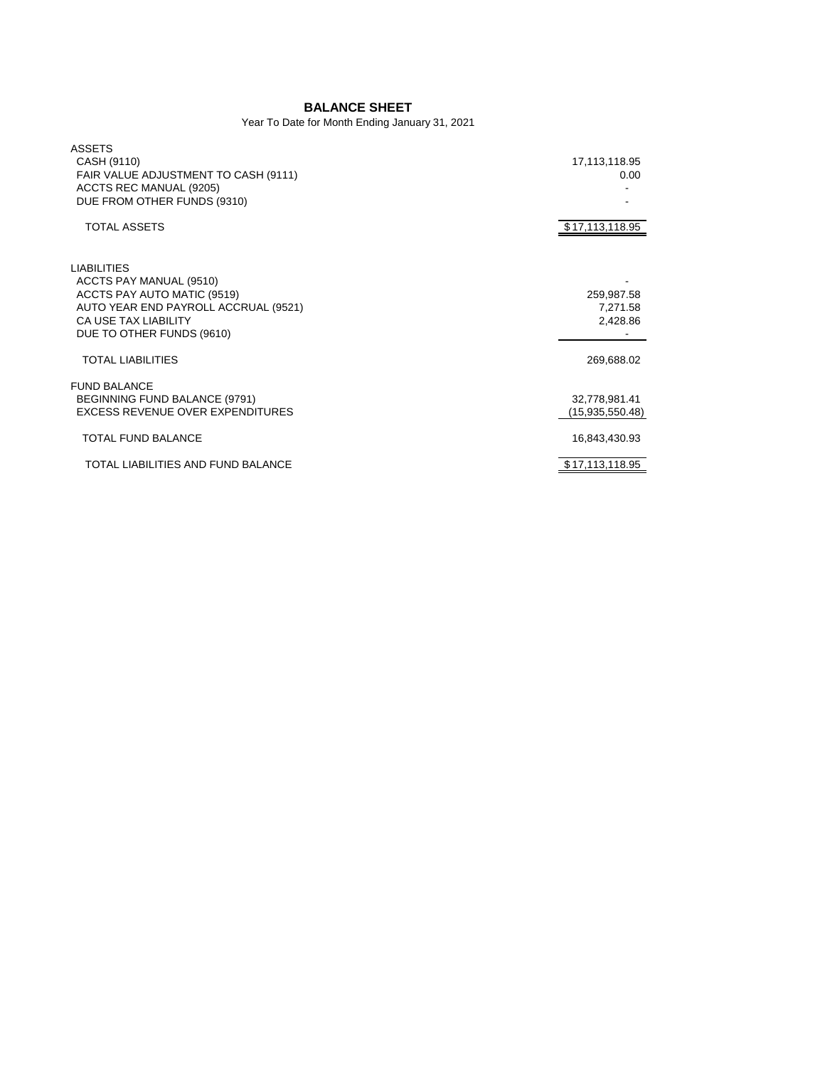# BALANCE SHEET

Year To Date for Month Ending January 31, 2021

| | |
|---|---|
| **ASSETS** | |
| CASH (9110) | 17,113,118.95 |
| FAIR VALUE ADJUSTMENT TO CASH (9111) | 0.00 |
| ACCTS REC MANUAL (9205) | - |
| DUE FROM OTHER FUNDS (9310) | - |
| TOTAL ASSETS | $17,113,118.95 |
| | |
| **LIABILITIES** | |
| ACCTS PAY MANUAL (9510) | - |
| ACCTS PAY AUTO MATIC (9519) | 259,987.58 |
| AUTO YEAR END PAYROLL ACCRUAL (9521) | 7,271.58 |
| CA USE TAX LIABILITY | 2,428.86 |
| DUE TO OTHER FUNDS (9610) | - |
| TOTAL LIABILITIES | 269,688.02 |
| | |
| **FUND BALANCE** | |
| BEGINNING FUND BALANCE (9791) | 32,778,981.41 |
| EXCESS REVENUE OVER EXPENDITURES | (15,935,550.48) |
| TOTAL FUND BALANCE | 16,843,430.93 |
| | |
| TOTAL LIABILITIES AND FUND BALANCE | $17,113,118.95 |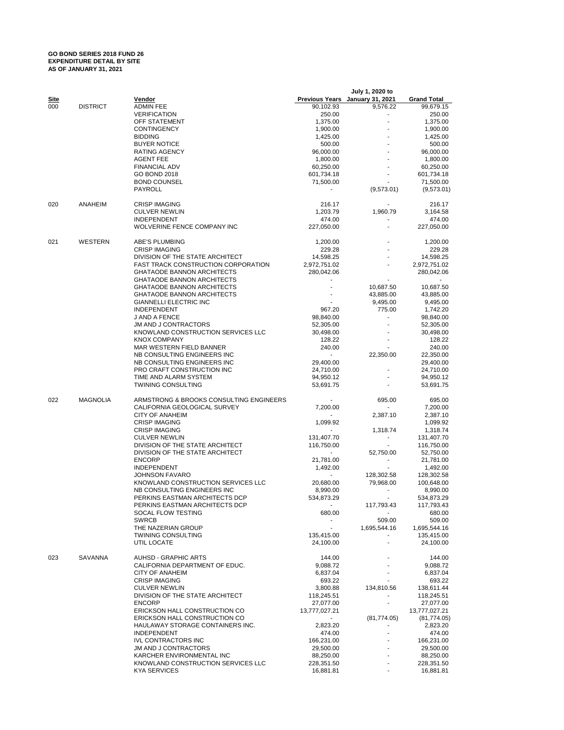**GO BOND SERIES 2018 FUND 26**
**EXPENDITURE DETAIL BY SITE**
**AS OF JANUARY 31, 2021**

| Site | | Vendor | Previous Years | July 1, 2020 to January 31, 2021 | Grand Total |
|---|---|---|---|---|---|
| 000 | DISTRICT | ADMIN FEE | 90,102.93 | 9,576.22 | 99,679.15 |
| | | VERIFICATION | 250.00 | - | 250.00 |
| | | OFF STATEMENT | 1,375.00 | - | 1,375.00 |
| | | CONTINGENCY | 1,900.00 | - | 1,900.00 |
| | | BIDDING | 1,425.00 | - | 1,425.00 |
| | | BUYER NOTICE | 500.00 | - | 500.00 |
| | | RATING AGENCY | 96,000.00 | - | 96,000.00 |
| | | AGENT FEE | 1,800.00 | - | 1,800.00 |
| | | FINANCIAL ADV | 60,250.00 | - | 60,250.00 |
| | | GO BOND 2018 | 601,734.18 | - | 601,734.18 |
| | | BOND COUNSEL | 71,500.00 | - | 71,500.00 |
| | | PAYROLL | - | (9,573.01) | (9,573.01) |
| 020 | ANAHEIM | CRISP IMAGING | 216.17 | - | 216.17 |
| | | CULVER NEWLIN | 1,203.79 | 1,960.79 | 3,164.58 |
| | | INDEPENDENT | 474.00 | - | 474.00 |
| | | WOLVERINE FENCE COMPANY INC | 227,050.00 | - | 227,050.00 |
| 021 | WESTERN | ABE'S PLUMBING | 1,200.00 | - | 1,200.00 |
| | | CRISP IMAGING | 229.28 | - | 229.28 |
| | | DIVISION OF THE STATE ARCHITECT | 14,598.25 | - | 14,598.25 |
| | | FAST TRACK CONSTRUCTION CORPORATION | 2,972,751.02 | - | 2,972,751.02 |
| | | GHATAODE BANNON ARCHITECTS | 280,042.06 | | 280,042.06 |
| | | GHATAODE BANNON ARCHITECTS | - | - | - |
| | | GHATAODE BANNON ARCHITECTS | - | 10,687.50 | 10,687.50 |
| | | GHATAODE BANNON ARCHITECTS | - | 43,885.00 | 43,885.00 |
| | | GIANNELLI ELECTRIC INC | - | 9,495.00 | 9,495.00 |
| | | INDEPENDENT | 967.20 | 775.00 | 1,742.20 |
| | | J AND A FENCE | 98,840.00 | - | 98,840.00 |
| | | JM AND J CONTRACTORS | 52,305.00 | - | 52,305.00 |
| | | KNOWLAND CONSTRUCTION SERVICES LLC | 30,498.00 | - | 30,498.00 |
| | | KNOX COMPANY | 128.22 | - | 128.22 |
| | | MAR WESTERN FIELD BANNER | 240.00 | - | 240.00 |
| | | NB CONSULTING ENGINEERS INC | - | 22,350.00 | 22,350.00 |
| | | NB CONSULTING ENGINEERS INC | 29,400.00 | | 29,400.00 |
| | | PRO CRAFT CONSTRUCTION INC | 24,710.00 | - | 24,710.00 |
| | | TIME AND ALARM SYSTEM | 94,950.12 | - | 94,950.12 |
| | | TWINING CONSULTING | 53,691.75 | - | 53,691.75 |
| 022 | MAGNOLIA | ARMSTRONG & BROOKS CONSULTING ENGINEERS | - | 695.00 | 695.00 |
| | | CALIFORNIA GEOLOGICAL SURVEY | 7,200.00 | - | 7,200.00 |
| | | CITY OF ANAHEIM | - | 2,387.10 | 2,387.10 |
| | | CRISP IMAGING | 1,099.92 | | 1,099.92 |
| | | CRISP IMAGING | - | 1,318.74 | 1,318.74 |
| | | CULVER NEWLIN | 131,407.70 | - | 131,407.70 |
| | | DIVISION OF THE STATE ARCHITECT | 116,750.00 | - | 116,750.00 |
| | | DIVISION OF THE STATE ARCHITECT | - | 52,750.00 | 52,750.00 |
| | | ENCORP | 21,781.00 | - | 21,781.00 |
| | | INDEPENDENT | 1,492.00 | - | 1,492.00 |
| | | JOHNSON FAVARO | - | 128,302.58 | 128,302.58 |
| | | KNOWLAND CONSTRUCTION SERVICES LLC | 20,680.00 | 79,968.00 | 100,648.00 |
| | | NB CONSULTING ENGINEERS INC | 8,990.00 | - | 8,990.00 |
| | | PERKINS EASTMAN ARCHITECTS DCP | 534,873.29 | - | 534,873.29 |
| | | PERKINS EASTMAN ARCHITECTS DCP | - | 117,793.43 | 117,793.43 |
| | | SOCAL FLOW TESTING | 680.00 | - | 680.00 |
| | | SWRCB | - | 509.00 | 509.00 |
| | | THE NAZERIAN GROUP | - | 1,695,544.16 | 1,695,544.16 |
| | | TWINING CONSULTING | 135,415.00 | - | 135,415.00 |
| | | UTIL LOCATE | 24,100.00 | - | 24,100.00 |
| 023 | SAVANNA | AUHSD - GRAPHIC ARTS | 144.00 | - | 144.00 |
| | | CALIFORNIA DEPARTMENT OF EDUC. | 9,088.72 | - | 9,088.72 |
| | | CITY OF ANAHEIM | 6,837.04 | - | 6,837.04 |
| | | CRISP IMAGING | 693.22 | - | 693.22 |
| | | CULVER NEWLIN | 3,800.88 | 134,810.56 | 138,611.44 |
| | | DIVISION OF THE STATE ARCHITECT | 118,245.51 | - | 118,245.51 |
| | | ENCORP | 27,077.00 | - | 27,077.00 |
| | | ERICKSON HALL CONSTRUCTION CO | 13,777,027.21 | | 13,777,027.21 |
| | | ERICKSON HALL CONSTRUCTION CO | - | (81,774.05) | (81,774.05) |
| | | HAULAWAY STORAGE CONTAINERS INC. | 2,823.20 | - | 2,823.20 |
| | | INDEPENDENT | 474.00 | - | 474.00 |
| | | IVL CONTRACTORS INC | 166,231.00 | - | 166,231.00 |
| | | JM AND J CONTRACTORS | 29,500.00 | - | 29,500.00 |
| | | KARCHER ENVIRONMENTAL INC | 88,250.00 | - | 88,250.00 |
| | | KNOWLAND CONSTRUCTION SERVICES LLC | 228,351.50 | - | 228,351.50 |
| | | KYA SERVICES | 16,881.81 | - | 16,881.81 |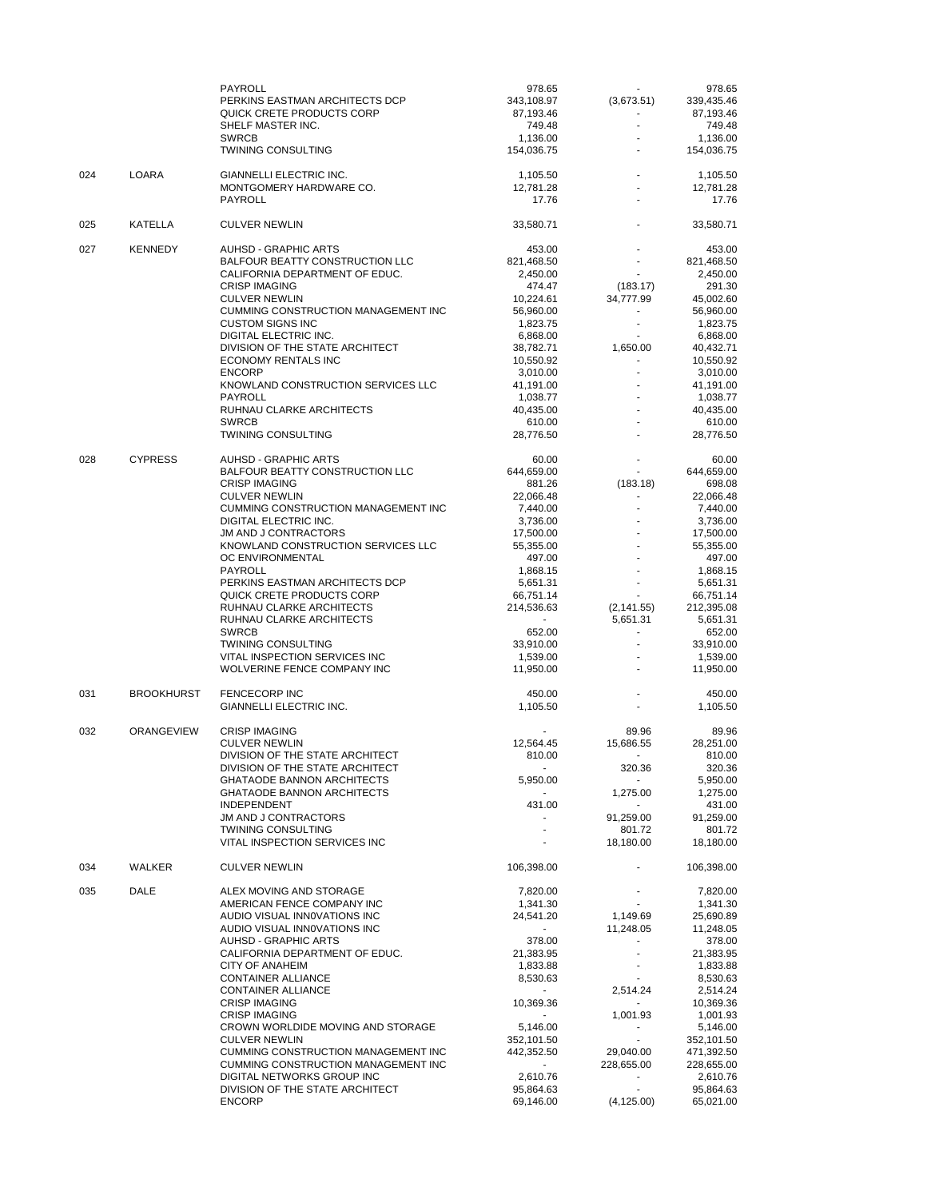| | | | | | |
|---|---|---|---|---|---|
| | | PAYROLL | 978.65 | - | 978.65 |
| | | PERKINS EASTMAN ARCHITECTS DCP | 343,108.97 | (3,673.51) | 339,435.46 |
| | | QUICK CRETE PRODUCTS CORP | 87,193.46 | - | 87,193.46 |
| | | SHELF MASTER INC. | 749.48 | - | 749.48 |
| | | SWRCB | 1,136.00 | - | 1,136.00 |
| | | TWINING CONSULTING | 154,036.75 | - | 154,036.75 |
| 024 | LOARA | GIANNELLI ELECTRIC INC. | 1,105.50 | - | 1,105.50 |
| | | MONTGOMERY HARDWARE CO. | 12,781.28 | - | 12,781.28 |
| | | PAYROLL | 17.76 | - | 17.76 |
| 025 | KATELLA | CULVER NEWLIN | 33,580.71 | - | 33,580.71 |
| 027 | KENNEDY | AUHSD - GRAPHIC ARTS | 453.00 | - | 453.00 |
| | | BALFOUR BEATTY CONSTRUCTION LLC | 821,468.50 | - | 821,468.50 |
| | | CALIFORNIA DEPARTMENT OF EDUC. | 2,450.00 | - | 2,450.00 |
| | | CRISP IMAGING | 474.47 | (183.17) | 291.30 |
| | | CULVER NEWLIN | 10,224.61 | 34,777.99 | 45,002.60 |
| | | CUMMING CONSTRUCTION MANAGEMENT INC | 56,960.00 | - | 56,960.00 |
| | | CUSTOM SIGNS INC | 1,823.75 | - | 1,823.75 |
| | | DIGITAL ELECTRIC INC. | 6,868.00 | - | 6,868.00 |
| | | DIVISION OF THE STATE ARCHITECT | 38,782.71 | 1,650.00 | 40,432.71 |
| | | ECONOMY RENTALS INC | 10,550.92 | - | 10,550.92 |
| | | ENCORP | 3,010.00 | - | 3,010.00 |
| | | KNOWLAND CONSTRUCTION SERVICES LLC | 41,191.00 | - | 41,191.00 |
| | | PAYROLL | 1,038.77 | - | 1,038.77 |
| | | RUHNAU CLARKE ARCHITECTS | 40,435.00 | - | 40,435.00 |
| | | SWRCB | 610.00 | - | 610.00 |
| | | TWINING CONSULTING | 28,776.50 | - | 28,776.50 |
| 028 | CYPRESS | AUHSD - GRAPHIC ARTS | 60.00 | - | 60.00 |
| | | BALFOUR BEATTY CONSTRUCTION LLC | 644,659.00 | - | 644,659.00 |
| | | CRISP IMAGING | 881.26 | (183.18) | 698.08 |
| | | CULVER NEWLIN | 22,066.48 | - | 22,066.48 |
| | | CUMMING CONSTRUCTION MANAGEMENT INC | 7,440.00 | - | 7,440.00 |
| | | DIGITAL ELECTRIC INC. | 3,736.00 | - | 3,736.00 |
| | | JM AND J CONTRACTORS | 17,500.00 | - | 17,500.00 |
| | | KNOWLAND CONSTRUCTION SERVICES LLC | 55,355.00 | - | 55,355.00 |
| | | OC ENVIRONMENTAL | 497.00 | - | 497.00 |
| | | PAYROLL | 1,868.15 | - | 1,868.15 |
| | | PERKINS EASTMAN ARCHITECTS DCP | 5,651.31 | - | 5,651.31 |
| | | QUICK CRETE PRODUCTS CORP | 66,751.14 | - | 66,751.14 |
| | | RUHNAU CLARKE ARCHITECTS | 214,536.63 | (2,141.55) | 212,395.08 |
| | | RUHNAU CLARKE ARCHITECTS | - | 5,651.31 | 5,651.31 |
| | | SWRCB | 652.00 | - | 652.00 |
| | | TWINING CONSULTING | 33,910.00 | - | 33,910.00 |
| | | VITAL INSPECTION SERVICES INC | 1,539.00 | - | 1,539.00 |
| | | WOLVERINE FENCE COMPANY INC | 11,950.00 | - | 11,950.00 |
| 031 | BROOKHURST | FENCECORP INC | 450.00 | - | 450.00 |
| | | GIANNELLI ELECTRIC INC. | 1,105.50 | - | 1,105.50 |
| 032 | ORANGEVIEW | CRISP IMAGING | - | 89.96 | 89.96 |
| | | CULVER NEWLIN | 12,564.45 | 15,686.55 | 28,251.00 |
| | | DIVISION OF THE STATE ARCHITECT | 810.00 | - | 810.00 |
| | | DIVISION OF THE STATE ARCHITECT | - | 320.36 | 320.36 |
| | | GHATAODE BANNON ARCHITECTS | 5,950.00 | - | 5,950.00 |
| | | GHATAODE BANNON ARCHITECTS | - | 1,275.00 | 1,275.00 |
| | | INDEPENDENT | 431.00 | - | 431.00 |
| | | JM AND J CONTRACTORS | - | 91,259.00 | 91,259.00 |
| | | TWINING CONSULTING | - | 801.72 | 801.72 |
| | | VITAL INSPECTION SERVICES INC | - | 18,180.00 | 18,180.00 |
| 034 | WALKER | CULVER NEWLIN | 106,398.00 | - | 106,398.00 |
| 035 | DALE | ALEX MOVING AND STORAGE | 7,820.00 | - | 7,820.00 |
| | | AMERICAN FENCE COMPANY INC | 1,341.30 | - | 1,341.30 |
| | | AUDIO VISUAL INN0VATIONS INC | 24,541.20 | 1,149.69 | 25,690.89 |
| | | AUDIO VISUAL INN0VATIONS INC | - | 11,248.05 | 11,248.05 |
| | | AUHSD - GRAPHIC ARTS | 378.00 | - | 378.00 |
| | | CALIFORNIA DEPARTMENT OF EDUC. | 21,383.95 | - | 21,383.95 |
| | | CITY OF ANAHEIM | 1,833.88 | - | 1,833.88 |
| | | CONTAINER ALLIANCE | 8,530.63 | - | 8,530.63 |
| | | CONTAINER ALLIANCE | - | 2,514.24 | 2,514.24 |
| | | CRISP IMAGING | 10,369.36 | - | 10,369.36 |
| | | CRISP IMAGING | - | 1,001.93 | 1,001.93 |
| | | CROWN WORLDIDE MOVING AND STORAGE | 5,146.00 | - | 5,146.00 |
| | | CULVER NEWLIN | 352,101.50 | - | 352,101.50 |
| | | CUMMING CONSTRUCTION MANAGEMENT INC | 442,352.50 | 29,040.00 | 471,392.50 |
| | | CUMMING CONSTRUCTION MANAGEMENT INC | - | 228,655.00 | 228,655.00 |
| | | DIGITAL NETWORKS GROUP INC | 2,610.76 | - | 2,610.76 |
| | | DIVISION OF THE STATE ARCHITECT | 95,864.63 | - | 95,864.63 |
| | | ENCORP | 69,146.00 | (4,125.00) | 65,021.00 |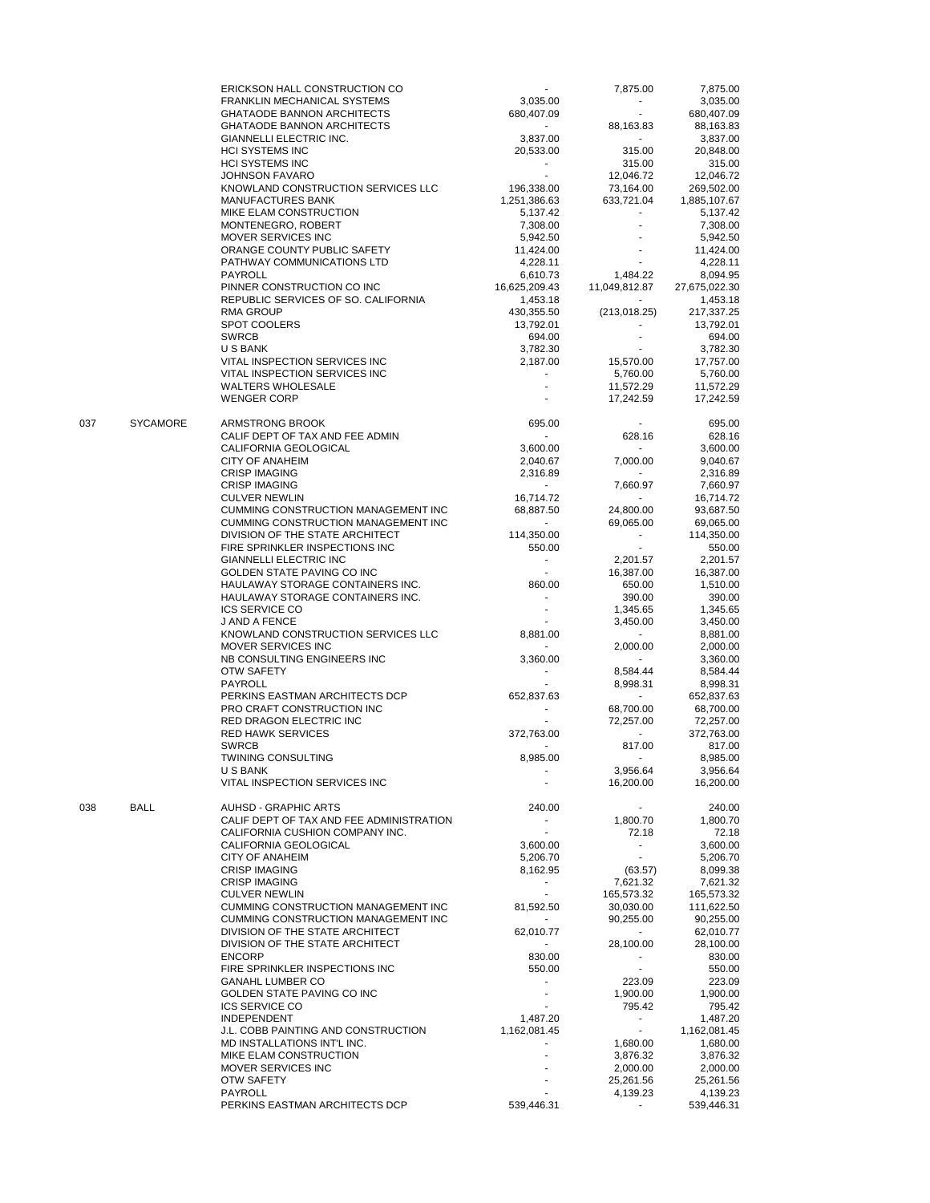| | | | | | |
|---|---|---|---|---|---|
| | | ERICKSON HALL CONSTRUCTION CO | - | 7,875.00 | 7,875.00 |
| | | FRANKLIN MECHANICAL SYSTEMS | 3,035.00 | - | 3,035.00 |
| | | GHATAODE BANNON ARCHITECTS | 680,407.09 | - | 680,407.09 |
| | | GHATAODE BANNON ARCHITECTS | - | 88,163.83 | 88,163.83 |
| | | GIANNELLI ELECTRIC INC. | 3,837.00 | - | 3,837.00 |
| | | HCI SYSTEMS INC | 20,533.00 | 315.00 | 20,848.00 |
| | | HCI SYSTEMS INC | - | 315.00 | 315.00 |
| | | JOHNSON FAVARO | - | 12,046.72 | 12,046.72 |
| | | KNOWLAND CONSTRUCTION SERVICES LLC | 196,338.00 | 73,164.00 | 269,502.00 |
| | | MANUFACTURES BANK | 1,251,386.63 | 633,721.04 | 1,885,107.67 |
| | | MIKE ELAM CONSTRUCTION | 5,137.42 | - | 5,137.42 |
| | | MONTENEGRO, ROBERT | 7,308.00 | - | 7,308.00 |
| | | MOVER SERVICES INC | 5,942.50 | - | 5,942.50 |
| | | ORANGE COUNTY PUBLIC SAFETY | 11,424.00 | - | 11,424.00 |
| | | PATHWAY COMMUNICATIONS LTD | 4,228.11 | - | 4,228.11 |
| | | PAYROLL | 6,610.73 | 1,484.22 | 8,094.95 |
| | | PINNER CONSTRUCTION CO INC | 16,625,209.43 | 11,049,812.87 | 27,675,022.30 |
| | | REPUBLIC SERVICES OF SO. CALIFORNIA | 1,453.18 | - | 1,453.18 |
| | | RMA GROUP | 430,355.50 | (213,018.25) | 217,337.25 |
| | | SPOT COOLERS | 13,792.01 | - | 13,792.01 |
| | | SWRCB | 694.00 | - | 694.00 |
| | | U S BANK | 3,782.30 | - | 3,782.30 |
| | | VITAL INSPECTION SERVICES INC | 2,187.00 | 15,570.00 | 17,757.00 |
| | | VITAL INSPECTION SERVICES INC | - | 5,760.00 | 5,760.00 |
| | | WALTERS WHOLESALE | - | 11,572.29 | 11,572.29 |
| | | WENGER CORP | - | 17,242.59 | 17,242.59 |
| 037 | SYCAMORE | ARMSTRONG BROOK | 695.00 | - | 695.00 |
| | | CALIF DEPT OF TAX AND FEE ADMIN | - | 628.16 | 628.16 |
| | | CALIFORNIA GEOLOGICAL | 3,600.00 | - | 3,600.00 |
| | | CITY OF ANAHEIM | 2,040.67 | 7,000.00 | 9,040.67 |
| | | CRISP IMAGING | 2,316.89 | - | 2,316.89 |
| | | CRISP IMAGING | - | 7,660.97 | 7,660.97 |
| | | CULVER NEWLIN | 16,714.72 | - | 16,714.72 |
| | | CUMMING CONSTRUCTION MANAGEMENT INC | 68,887.50 | 24,800.00 | 93,687.50 |
| | | CUMMING CONSTRUCTION MANAGEMENT INC | - | 69,065.00 | 69,065.00 |
| | | DIVISION OF THE STATE ARCHITECT | 114,350.00 | - | 114,350.00 |
| | | FIRE SPRINKLER INSPECTIONS INC | 550.00 | - | 550.00 |
| | | GIANNELLI ELECTRIC INC | - | 2,201.57 | 2,201.57 |
| | | GOLDEN STATE PAVING CO INC | - | 16,387.00 | 16,387.00 |
| | | HAULAWAY STORAGE CONTAINERS INC. | 860.00 | 650.00 | 1,510.00 |
| | | HAULAWAY STORAGE CONTAINERS INC. | - | 390.00 | 390.00 |
| | | ICS SERVICE CO | - | 1,345.65 | 1,345.65 |
| | | J AND A FENCE | - | 3,450.00 | 3,450.00 |
| | | KNOWLAND CONSTRUCTION SERVICES LLC | 8,881.00 | - | 8,881.00 |
| | | MOVER SERVICES INC | - | 2,000.00 | 2,000.00 |
| | | NB CONSULTING ENGINEERS INC | 3,360.00 | - | 3,360.00 |
| | | OTW SAFETY | - | 8,584.44 | 8,584.44 |
| | | PAYROLL | - | 8,998.31 | 8,998.31 |
| | | PERKINS EASTMAN ARCHITECTS DCP | 652,837.63 | - | 652,837.63 |
| | | PRO CRAFT CONSTRUCTION INC | - | 68,700.00 | 68,700.00 |
| | | RED DRAGON ELECTRIC INC | - | 72,257.00 | 72,257.00 |
| | | RED HAWK SERVICES | 372,763.00 | - | 372,763.00 |
| | | SWRCB | - | 817.00 | 817.00 |
| | | TWINING CONSULTING | 8,985.00 | - | 8,985.00 |
| | | U S BANK | - | 3,956.64 | 3,956.64 |
| | | VITAL INSPECTION SERVICES INC | - | 16,200.00 | 16,200.00 |
| 038 | BALL | AUHSD - GRAPHIC ARTS | 240.00 | - | 240.00 |
| | | CALIF DEPT OF TAX AND FEE ADMINISTRATION | - | 1,800.70 | 1,800.70 |
| | | CALIFORNIA CUSHION COMPANY INC. | - | 72.18 | 72.18 |
| | | CALIFORNIA GEOLOGICAL | 3,600.00 | - | 3,600.00 |
| | | CITY OF ANAHEIM | 5,206.70 | - | 5,206.70 |
| | | CRISP IMAGING | 8,162.95 | (63.57) | 8,099.38 |
| | | CRISP IMAGING | - | 7,621.32 | 7,621.32 |
| | | CULVER NEWLIN | - | 165,573.32 | 165,573.32 |
| | | CUMMING CONSTRUCTION MANAGEMENT INC | 81,592.50 | 30,030.00 | 111,622.50 |
| | | CUMMING CONSTRUCTION MANAGEMENT INC | - | 90,255.00 | 90,255.00 |
| | | DIVISION OF THE STATE ARCHITECT | 62,010.77 | - | 62,010.77 |
| | | DIVISION OF THE STATE ARCHITECT | - | 28,100.00 | 28,100.00 |
| | | ENCORP | 830.00 | - | 830.00 |
| | | FIRE SPRINKLER INSPECTIONS INC | 550.00 | - | 550.00 |
| | | GANAHL LUMBER CO | - | 223.09 | 223.09 |
| | | GOLDEN STATE PAVING CO INC | - | 1,900.00 | 1,900.00 |
| | | ICS SERVICE CO | - | 795.42 | 795.42 |
| | | INDEPENDENT | 1,487.20 | - | 1,487.20 |
| | | J.L. COBB PAINTING AND CONSTRUCTION | 1,162,081.45 | - | 1,162,081.45 |
| | | MD INSTALLATIONS INT'L INC. | - | 1,680.00 | 1,680.00 |
| | | MIKE ELAM CONSTRUCTION | - | 3,876.32 | 3,876.32 |
| | | MOVER SERVICES INC | - | 2,000.00 | 2,000.00 |
| | | OTW SAFETY | - | 25,261.56 | 25,261.56 |
| | | PAYROLL | - | 4,139.23 | 4,139.23 |
| | | PERKINS EASTMAN ARCHITECTS DCP | 539,446.31 | - | 539,446.31 |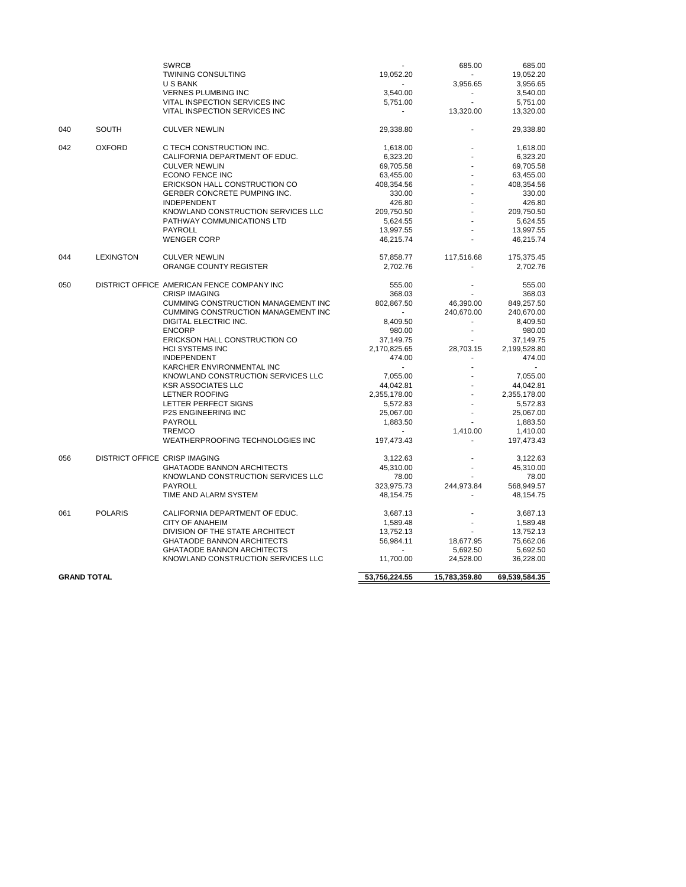| | | | | | |
|---|---|---|---|---|---|
| | | SWRCB | - | 685.00 | 685.00 |
| | | TWINING CONSULTING | 19,052.20 | - | 19,052.20 |
| | | U S BANK | - | 3,956.65 | 3,956.65 |
| | | VERNES PLUMBING INC | 3,540.00 | - | 3,540.00 |
| | | VITAL INSPECTION SERVICES INC | 5,751.00 | - | 5,751.00 |
| | | VITAL INSPECTION SERVICES INC | - | 13,320.00 | 13,320.00 |
| 040 | SOUTH | CULVER NEWLIN | 29,338.80 | - | 29,338.80 |
| 042 | OXFORD | C TECH CONSTRUCTION INC. | 1,618.00 | - | 1,618.00 |
| | | CALIFORNIA DEPARTMENT OF EDUC. | 6,323.20 | - | 6,323.20 |
| | | CULVER NEWLIN | 69,705.58 | - | 69,705.58 |
| | | ECONO FENCE INC | 63,455.00 | - | 63,455.00 |
| | | ERICKSON HALL CONSTRUCTION CO | 408,354.56 | - | 408,354.56 |
| | | GERBER CONCRETE PUMPING INC. | 330.00 | - | 330.00 |
| | | INDEPENDENT | 426.80 | - | 426.80 |
| | | KNOWLAND CONSTRUCTION SERVICES LLC | 209,750.50 | - | 209,750.50 |
| | | PATHWAY COMMUNICATIONS LTD | 5,624.55 | - | 5,624.55 |
| | | PAYROLL | 13,997.55 | - | 13,997.55 |
| | | WENGER CORP | 46,215.74 | - | 46,215.74 |
| 044 | LEXINGTON | CULVER NEWLIN | 57,858.77 | 117,516.68 | 175,375.45 |
| | | ORANGE COUNTY REGISTER | 2,702.76 | - | 2,702.76 |
| 050 | DISTRICT OFFICE | AMERICAN FENCE COMPANY INC | 555.00 | - | 555.00 |
| | | CRISP IMAGING | 368.03 | - | 368.03 |
| | | CUMMING CONSTRUCTION MANAGEMENT INC | 802,867.50 | 46,390.00 | 849,257.50 |
| | | CUMMING CONSTRUCTION MANAGEMENT INC | - | 240,670.00 | 240,670.00 |
| | | DIGITAL ELECTRIC INC. | 8,409.50 | - | 8,409.50 |
| | | ENCORP | 980.00 | - | 980.00 |
| | | ERICKSON HALL CONSTRUCTION CO | 37,149.75 | - | 37,149.75 |
| | | HCI SYSTEMS INC | 2,170,825.65 | 28,703.15 | 2,199,528.80 |
| | | INDEPENDENT | 474.00 | - | 474.00 |
| | | KARCHER ENVIRONMENTAL INC | - | - | - |
| | | KNOWLAND CONSTRUCTION SERVICES LLC | 7,055.00 | - | 7,055.00 |
| | | KSR ASSOCIATES LLC | 44,042.81 | - | 44,042.81 |
| | | LETNER ROOFING | 2,355,178.00 | - | 2,355,178.00 |
| | | LETTER PERFECT SIGNS | 5,572.83 | - | 5,572.83 |
| | | P2S ENGINEERING INC | 25,067.00 | - | 25,067.00 |
| | | PAYROLL | 1,883.50 | - | 1,883.50 |
| | | TREMCO | - | 1,410.00 | 1,410.00 |
| | | WEATHERPROOFING TECHNOLOGIES INC | 197,473.43 | - | 197,473.43 |
| 056 | DISTRICT OFFICE | CRISP IMAGING | 3,122.63 | - | 3,122.63 |
| | | GHATAODE BANNON ARCHITECTS | 45,310.00 | - | 45,310.00 |
| | | KNOWLAND CONSTRUCTION SERVICES LLC | 78.00 | - | 78.00 |
| | | PAYROLL | 323,975.73 | 244,973.84 | 568,949.57 |
| | | TIME AND ALARM SYSTEM | 48,154.75 | - | 48,154.75 |
| 061 | POLARIS | CALIFORNIA DEPARTMENT OF EDUC. | 3,687.13 | - | 3,687.13 |
| | | CITY OF ANAHEIM | 1,589.48 | - | 1,589.48 |
| | | DIVISION OF THE STATE ARCHITECT | 13,752.13 | - | 13,752.13 |
| | | GHATAODE BANNON ARCHITECTS | 56,984.11 | 18,677.95 | 75,662.06 |
| | | GHATAODE BANNON ARCHITECTS | - | 5,692.50 | 5,692.50 |
| | | KNOWLAND CONSTRUCTION SERVICES LLC | 11,700.00 | 24,528.00 | 36,228.00 |
| **GRAND TOTAL** | | | **53,756,224.55** | **15,783,359.80** | **69,539,584.35** |